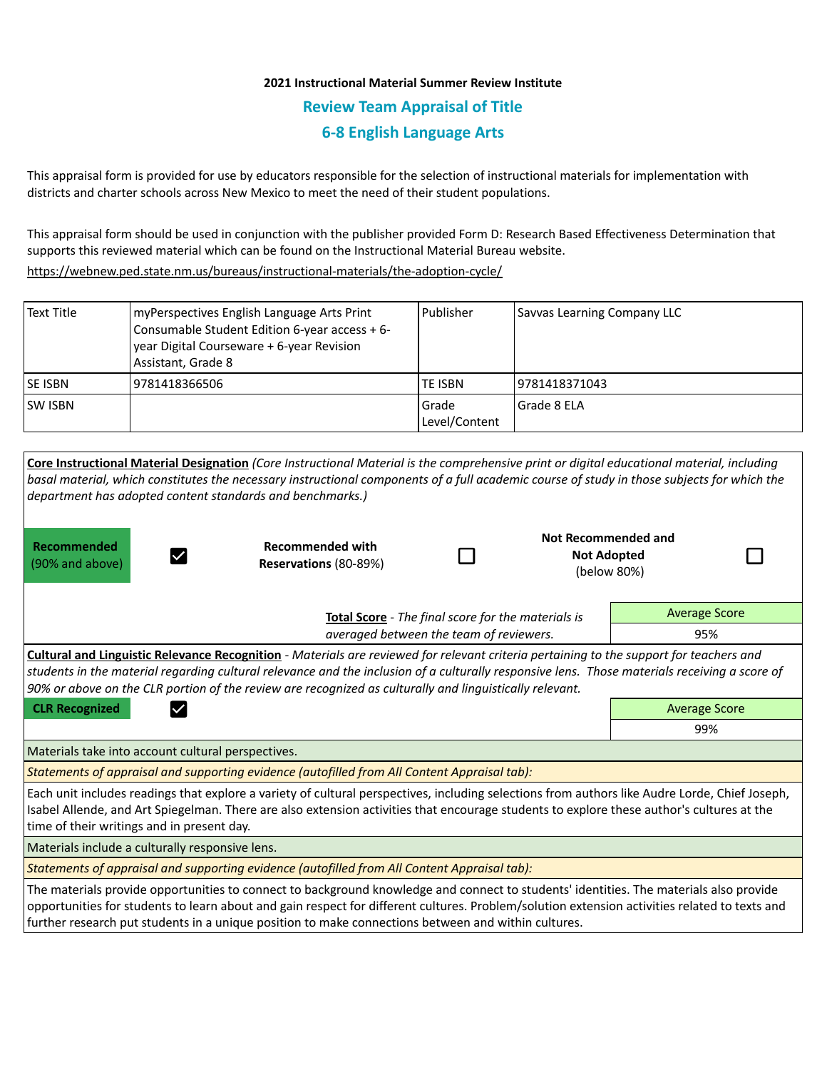**2021 Instructional Material Summer Review Institute**

## Review Team Appraisal of Title

## 6-8 English Language Arts

This appraisal form is provided for use by educators responsible for the selection of instructional materials for implementation with districts and charter schools across New Mexico to meet the need of their student populations.

This appraisal form should be used in conjunction with the publisher provided Form D: Research Based Effectiveness Determination that supports this reviewed material which can be found on the Instructional Material Bureau website.
https://webnew.ped.state.nm.us/bureaus/instructional-materials/the-adoption-cycle/

| Text Title | myPerspectives English Language Arts Print Consumable Student Edition 6-year access + 6-year Digital Courseware + 6-year Revision Assistant, Grade 8 | Publisher | Savvas Learning Company LLC |
|---|---|---|---|
| SE ISBN | 9781418366506 | TE ISBN | 9781418371043 |
| SW ISBN | | Grade Level/Content | Grade 8 ELA |

**Core Instructional Material Designation** *(Core Instructional Material is the comprehensive print or digital educational material, including basal material, which constitutes the necessary instructional components of a full academic course of study in those subjects for which the department has adopted content standards and benchmarks.)*

| Recommended (90% and above) | ☑ | Recommended with Reservations (80-89%) | ☐ | Not Recommended and Not Adopted (below 80%) | ☐ |
|---|---|---|---|---|---|

**Total Score** - *The final score for the materials is averaged between the team of reviewers.*

| Average Score |
|---|
| 95% |

**Cultural and Linguistic Relevance Recognition** - *Materials are reviewed for relevant criteria pertaining to the support for teachers and students in the material regarding cultural relevance and the inclusion of a culturally responsive lens. Those materials receiving a score of 90% or above on the CLR portion of the review are recognized as culturally and linguistically relevant.*

| CLR Recognized | ☑ | Average Score |
|---|---|---|
| | | 99% |

Materials take into account cultural perspectives.

*Statements of appraisal and supporting evidence (autofilled from All Content Appraisal tab):*

Each unit includes readings that explore a variety of cultural perspectives, including selections from authors like Audre Lorde, Chief Joseph, Isabel Allende, and Art Spiegelman. There are also extension activities that encourage students to explore these author's cultures at the time of their writings and in present day.

Materials include a culturally responsive lens.

*Statements of appraisal and supporting evidence (autofilled from All Content Appraisal tab):*

The materials provide opportunities to connect to background knowledge and connect to students' identities. The materials also provide opportunities for students to learn about and gain respect for different cultures. Problem/solution extension activities related to texts and further research put students in a unique position to make connections between and within cultures.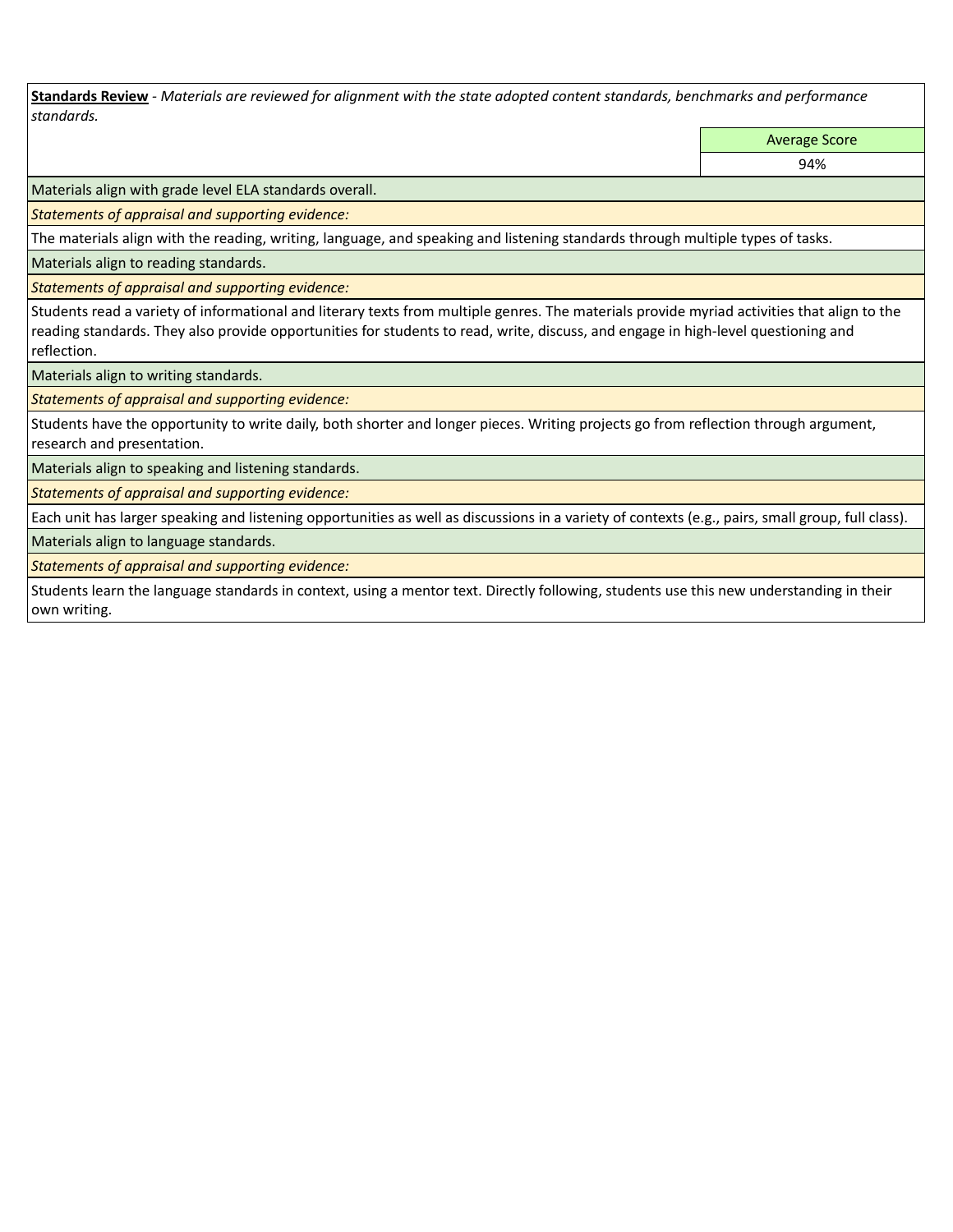**Standards Review** - *Materials are reviewed for alignment with the state adopted content standards, benchmarks and performance standards.*

| Average Score |
| --- |
| 94% |

Materials align with grade level ELA standards overall.

*Statements of appraisal and supporting evidence:*

The materials align with the reading, writing, language, and speaking and listening standards through multiple types of tasks.

Materials align to reading standards.

*Statements of appraisal and supporting evidence:*

Students read a variety of informational and literary texts from multiple genres. The materials provide myriad activities that align to the reading standards. They also provide opportunities for students to read, write, discuss, and engage in high-level questioning and reflection.

Materials align to writing standards.

*Statements of appraisal and supporting evidence:*

Students have the opportunity to write daily, both shorter and longer pieces. Writing projects go from reflection through argument, research and presentation.

Materials align to speaking and listening standards.

*Statements of appraisal and supporting evidence:*

Each unit has larger speaking and listening opportunities as well as discussions in a variety of contexts (e.g., pairs, small group, full class).

Materials align to language standards.

*Statements of appraisal and supporting evidence:*

Students learn the language standards in context, using a mentor text. Directly following, students use this new understanding in their own writing.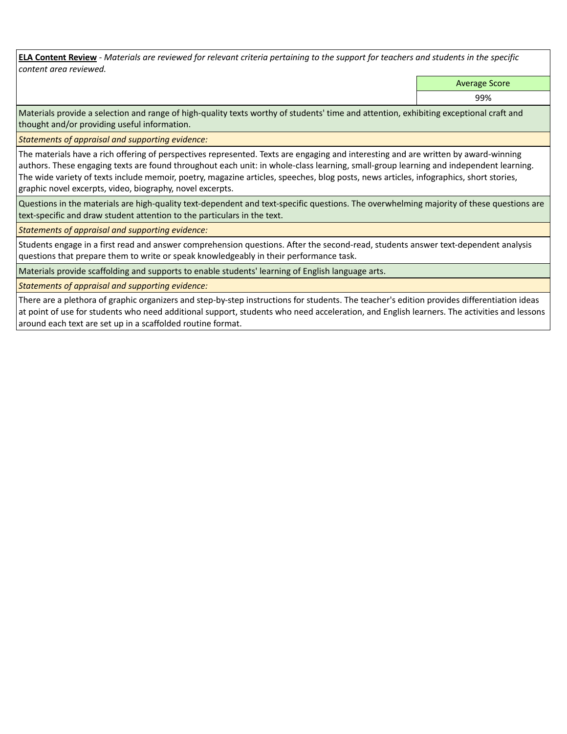**<u>ELA Content Review</u>** - *Materials are reviewed for relevant criteria pertaining to the support for teachers and students in the specific content area reviewed.*

| | Average Score |
|---|---|
| | 99% |

Materials provide a selection and range of high-quality texts worthy of students' time and attention, exhibiting exceptional craft and thought and/or providing useful information.

*Statements of appraisal and supporting evidence:*

The materials have a rich offering of perspectives represented. Texts are engaging and interesting and are written by award-winning authors. These engaging texts are found throughout each unit: in whole-class learning, small-group learning and independent learning. The wide variety of texts include memoir, poetry, magazine articles, speeches, blog posts, news articles, infographics, short stories, graphic novel excerpts, video, biography, novel excerpts.

Questions in the materials are high-quality text-dependent and text-specific questions. The overwhelming majority of these questions are text-specific and draw student attention to the particulars in the text.

*Statements of appraisal and supporting evidence:*

Students engage in a first read and answer comprehension questions. After the second-read, students answer text-dependent analysis questions that prepare them to write or speak knowledgeably in their performance task.

Materials provide scaffolding and supports to enable students' learning of English language arts.

*Statements of appraisal and supporting evidence:*

There are a plethora of graphic organizers and step-by-step instructions for students. The teacher's edition provides differentiation ideas at point of use for students who need additional support, students who need acceleration, and English learners. The activities and lessons around each text are set up in a scaffolded routine format.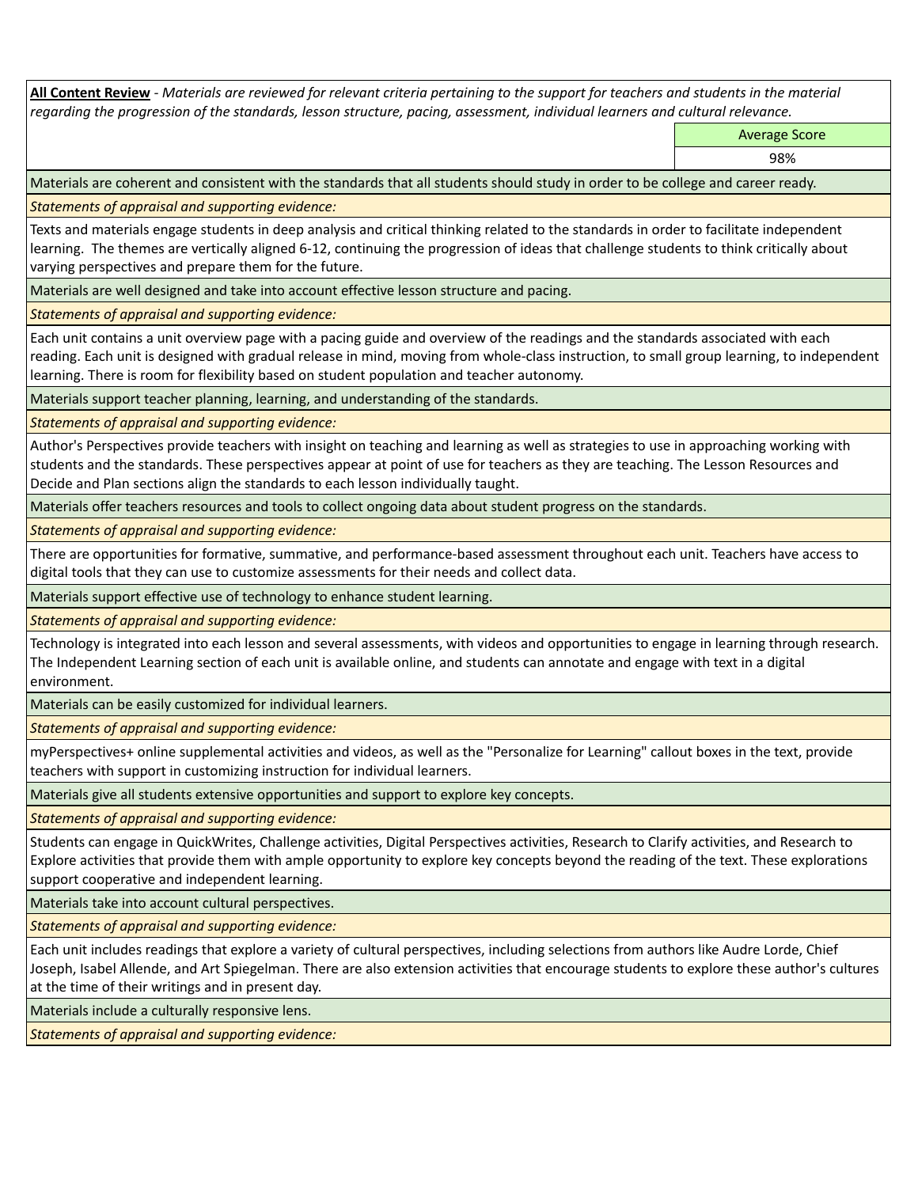**All Content Review** - *Materials are reviewed for relevant criteria pertaining to the support for teachers and students in the material regarding the progression of the standards, lesson structure, pacing, assessment, individual learners and cultural relevance.*

| | Average Score |
|---|---|
| | 98% |

Materials are coherent and consistent with the standards that all students should study in order to be college and career ready.

*Statements of appraisal and supporting evidence:*

Texts and materials engage students in deep analysis and critical thinking related to the standards in order to facilitate independent learning. The themes are vertically aligned 6-12, continuing the progression of ideas that challenge students to think critically about varying perspectives and prepare them for the future.

Materials are well designed and take into account effective lesson structure and pacing.

*Statements of appraisal and supporting evidence:*

Each unit contains a unit overview page with a pacing guide and overview of the readings and the standards associated with each reading. Each unit is designed with gradual release in mind, moving from whole-class instruction, to small group learning, to independent learning. There is room for flexibility based on student population and teacher autonomy.

Materials support teacher planning, learning, and understanding of the standards.

*Statements of appraisal and supporting evidence:*

Author's Perspectives provide teachers with insight on teaching and learning as well as strategies to use in approaching working with students and the standards. These perspectives appear at point of use for teachers as they are teaching. The Lesson Resources and Decide and Plan sections align the standards to each lesson individually taught.

Materials offer teachers resources and tools to collect ongoing data about student progress on the standards.

*Statements of appraisal and supporting evidence:*

There are opportunities for formative, summative, and performance-based assessment throughout each unit. Teachers have access to digital tools that they can use to customize assessments for their needs and collect data.

Materials support effective use of technology to enhance student learning.

*Statements of appraisal and supporting evidence:*

Technology is integrated into each lesson and several assessments, with videos and opportunities to engage in learning through research. The Independent Learning section of each unit is available online, and students can annotate and engage with text in a digital environment.

Materials can be easily customized for individual learners.

*Statements of appraisal and supporting evidence:*

myPerspectives+ online supplemental activities and videos, as well as the "Personalize for Learning" callout boxes in the text, provide teachers with support in customizing instruction for individual learners.

Materials give all students extensive opportunities and support to explore key concepts.

*Statements of appraisal and supporting evidence:*

Students can engage in QuickWrites, Challenge activities, Digital Perspectives activities, Research to Clarify activities, and Research to Explore activities that provide them with ample opportunity to explore key concepts beyond the reading of the text. These explorations support cooperative and independent learning.

Materials take into account cultural perspectives.

*Statements of appraisal and supporting evidence:*

Each unit includes readings that explore a variety of cultural perspectives, including selections from authors like Audre Lorde, Chief Joseph, Isabel Allende, and Art Spiegelman. There are also extension activities that encourage students to explore these author's cultures at the time of their writings and in present day.

Materials include a culturally responsive lens.

*Statements of appraisal and supporting evidence:*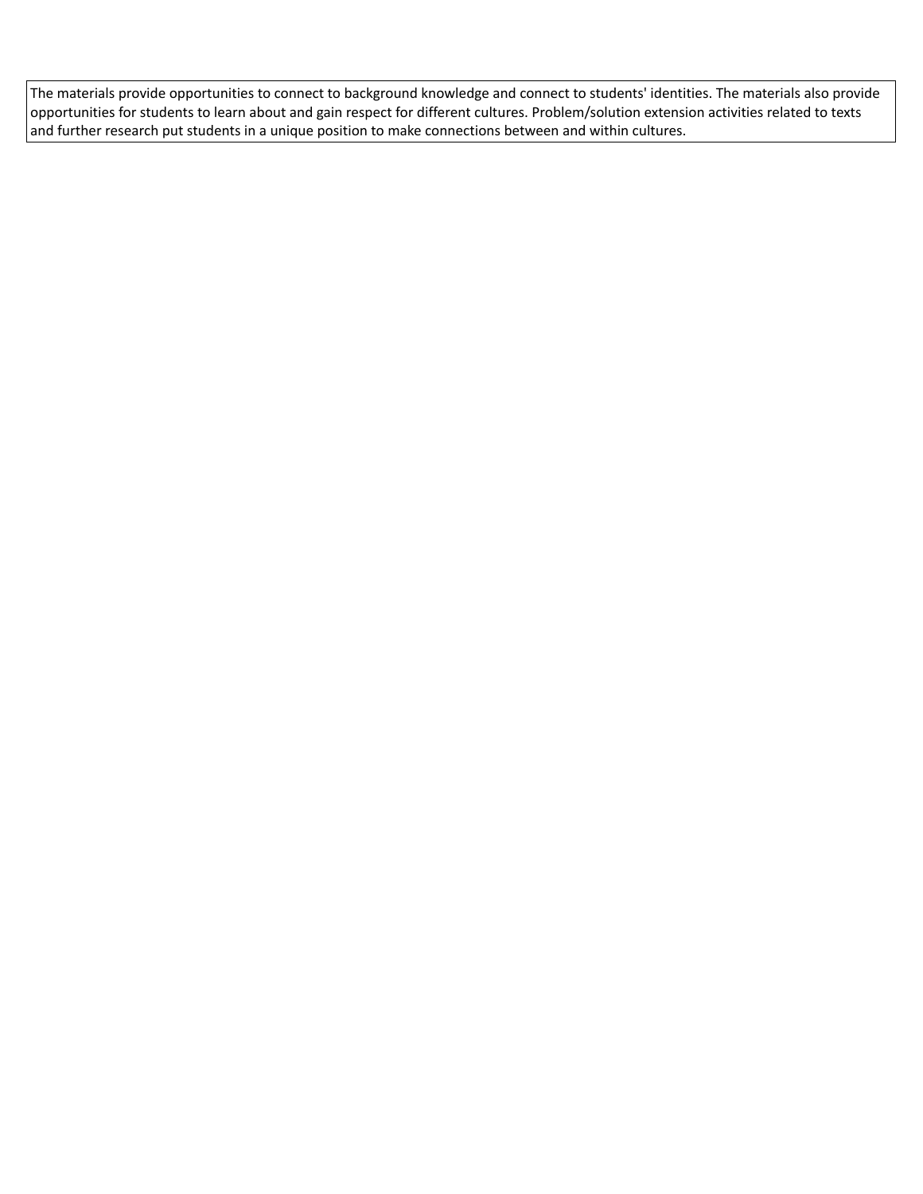| The materials provide opportunities to connect to background knowledge and connect to students' identities. The materials also provide opportunities for students to learn about and gain respect for different cultures. Problem/solution extension activities related to texts and further research put students in a unique position to make connections between and within cultures. |
| --- |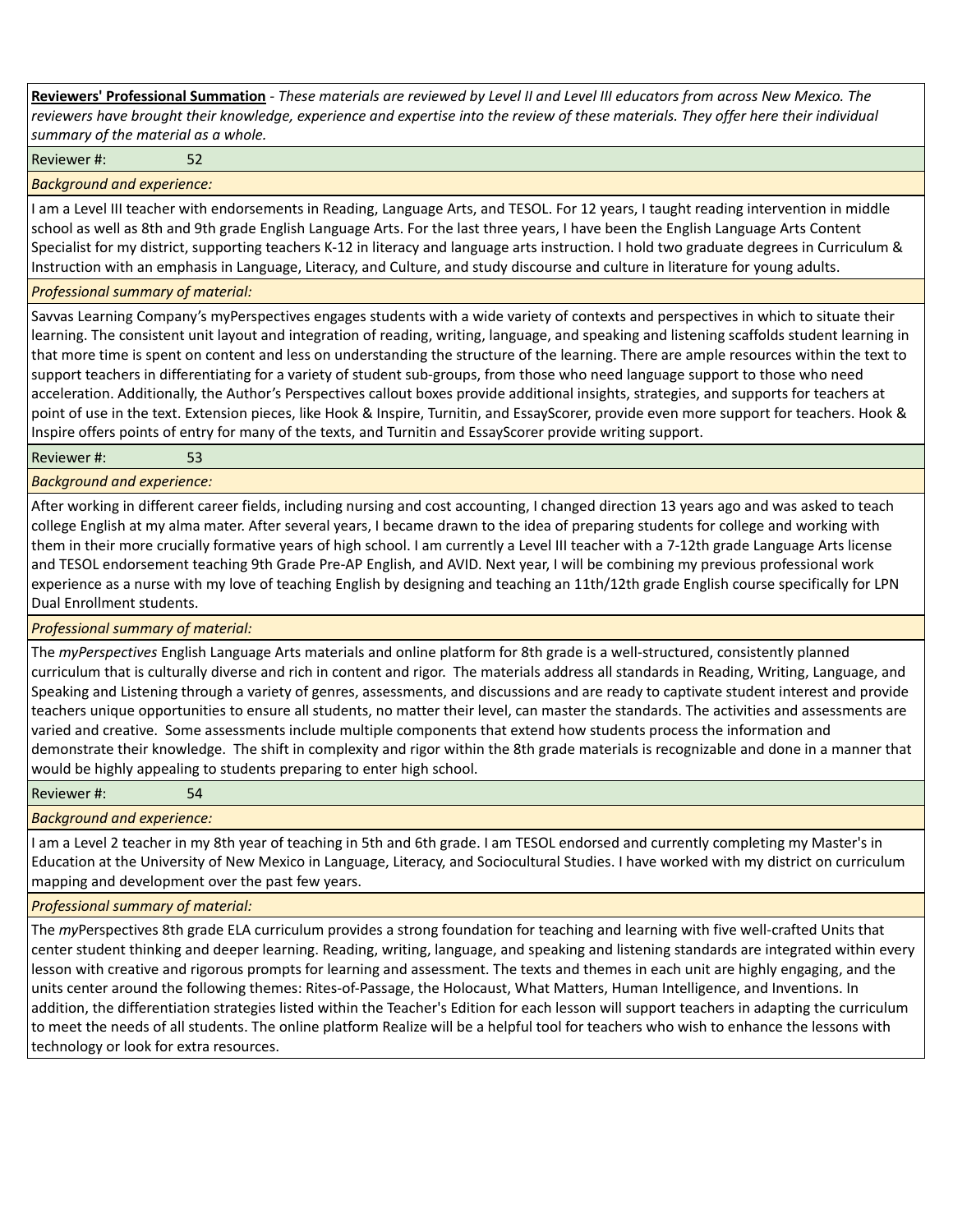**Reviewers' Professional Summation** - *These materials are reviewed by Level II and Level III educators from across New Mexico. The reviewers have brought their knowledge, experience and expertise into the review of these materials. They offer here their individual summary of the material as a whole.*

Reviewer #: 52

*Background and experience:*

I am a Level III teacher with endorsements in Reading, Language Arts, and TESOL. For 12 years, I taught reading intervention in middle school as well as 8th and 9th grade English Language Arts. For the last three years, I have been the English Language Arts Content Specialist for my district, supporting teachers K-12 in literacy and language arts instruction. I hold two graduate degrees in Curriculum & Instruction with an emphasis in Language, Literacy, and Culture, and study discourse and culture in literature for young adults.

*Professional summary of material:*

Savvas Learning Company's myPerspectives engages students with a wide variety of contexts and perspectives in which to situate their learning. The consistent unit layout and integration of reading, writing, language, and speaking and listening scaffolds student learning in that more time is spent on content and less on understanding the structure of the learning. There are ample resources within the text to support teachers in differentiating for a variety of student sub-groups, from those who need language support to those who need acceleration. Additionally, the Author's Perspectives callout boxes provide additional insights, strategies, and supports for teachers at point of use in the text. Extension pieces, like Hook & Inspire, Turnitin, and EssayScorer, provide even more support for teachers. Hook & Inspire offers points of entry for many of the texts, and Turnitin and EssayScorer provide writing support.

Reviewer #: 53

*Background and experience:*

After working in different career fields, including nursing and cost accounting, I changed direction 13 years ago and was asked to teach college English at my alma mater. After several years, I became drawn to the idea of preparing students for college and working with them in their more crucially formative years of high school. I am currently a Level III teacher with a 7-12th grade Language Arts license and TESOL endorsement teaching 9th Grade Pre-AP English, and AVID. Next year, I will be combining my previous professional work experience as a nurse with my love of teaching English by designing and teaching an 11th/12th grade English course specifically for LPN Dual Enrollment students.

*Professional summary of material:*

The *myPerspectives* English Language Arts materials and online platform for 8th grade is a well-structured, consistently planned curriculum that is culturally diverse and rich in content and rigor. The materials address all standards in Reading, Writing, Language, and Speaking and Listening through a variety of genres, assessments, and discussions and are ready to captivate student interest and provide teachers unique opportunities to ensure all students, no matter their level, can master the standards. The activities and assessments are varied and creative. Some assessments include multiple components that extend how students process the information and demonstrate their knowledge. The shift in complexity and rigor within the 8th grade materials is recognizable and done in a manner that would be highly appealing to students preparing to enter high school.

Reviewer #: 54

*Background and experience:*

I am a Level 2 teacher in my 8th year of teaching in 5th and 6th grade. I am TESOL endorsed and currently completing my Master's in Education at the University of New Mexico in Language, Literacy, and Sociocultural Studies. I have worked with my district on curriculum mapping and development over the past few years.

*Professional summary of material:*

The *my*Perspectives 8th grade ELA curriculum provides a strong foundation for teaching and learning with five well-crafted Units that center student thinking and deeper learning. Reading, writing, language, and speaking and listening standards are integrated within every lesson with creative and rigorous prompts for learning and assessment. The texts and themes in each unit are highly engaging, and the units center around the following themes: Rites-of-Passage, the Holocaust, What Matters, Human Intelligence, and Inventions. In addition, the differentiation strategies listed within the Teacher's Edition for each lesson will support teachers in adapting the curriculum to meet the needs of all students. The online platform Realize will be a helpful tool for teachers who wish to enhance the lessons with technology or look for extra resources.